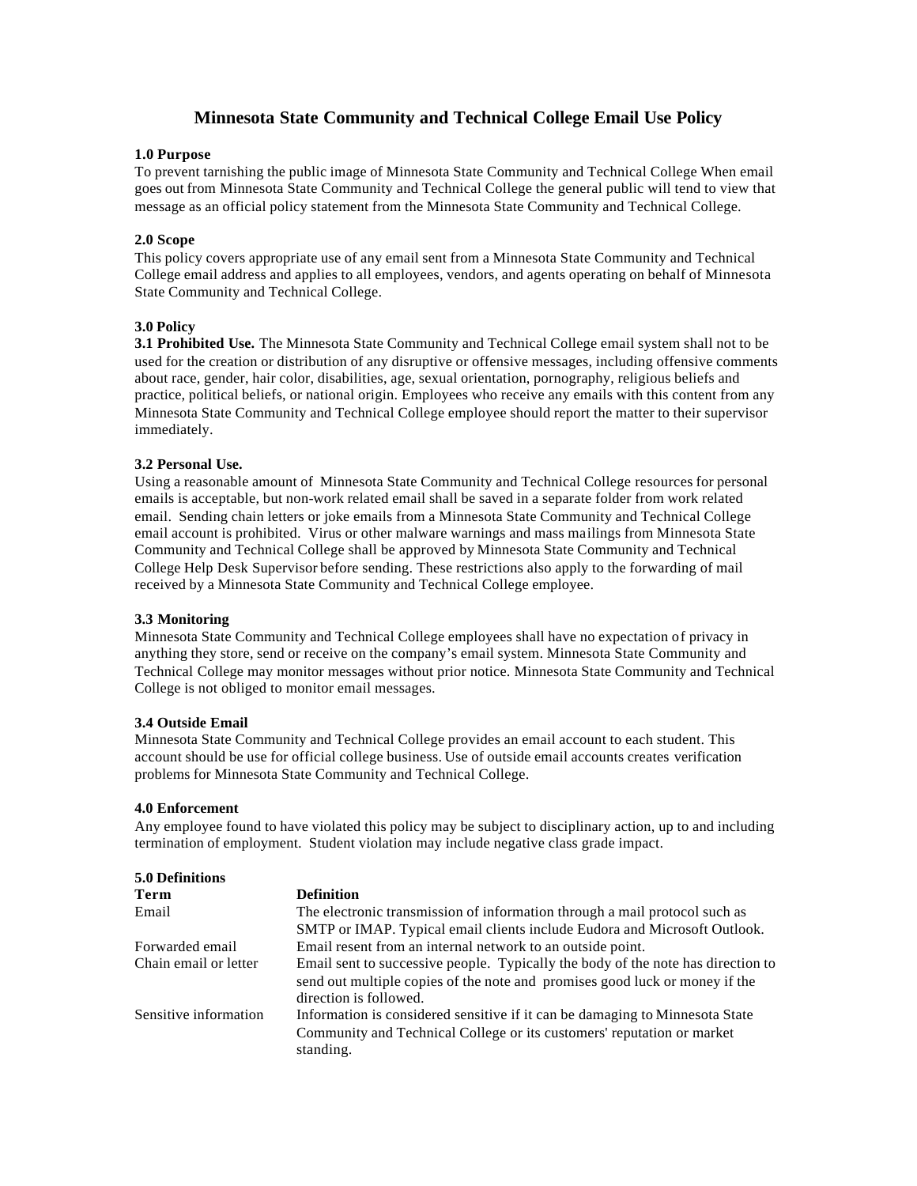# Minnesota State Community and Technical College Email Use Policy

**1.0 Purpose**

To prevent tarnishing the public image of Minnesota State Community and Technical College When email goes out from Minnesota State Community and Technical College the general public will tend to view that message as an official policy statement from the Minnesota State Community and Technical College.

**2.0 Scope**

This policy covers appropriate use of any email sent from a Minnesota State Community and Technical College email address and applies to all employees, vendors, and agents operating on behalf of Minnesota State Community and Technical College.

**3.0 Policy**

**3.1 Prohibited Use.** The Minnesota State Community and Technical College email system shall not to be used for the creation or distribution of any disruptive or offensive messages, including offensive comments about race, gender, hair color, disabilities, age, sexual orientation, pornography, religious beliefs and practice, political beliefs, or national origin. Employees who receive any emails with this content from any Minnesota State Community and Technical College employee should report the matter to their supervisor immediately.

**3.2 Personal Use.**

Using a reasonable amount of Minnesota State Community and Technical College resources for personal emails is acceptable, but non-work related email shall be saved in a separate folder from work related email. Sending chain letters or joke emails from a Minnesota State Community and Technical College email account is prohibited. Virus or other malware warnings and mass mailings from Minnesota State Community and Technical College shall be approved by Minnesota State Community and Technical College Help Desk Supervisor before sending. These restrictions also apply to the forwarding of mail received by a Minnesota State Community and Technical College employee.

**3.3 Monitoring**

Minnesota State Community and Technical College employees shall have no expectation of privacy in anything they store, send or receive on the company's email system. Minnesota State Community and Technical College may monitor messages without prior notice. Minnesota State Community and Technical College is not obliged to monitor email messages.

**3.4 Outside Email**

Minnesota State Community and Technical College provides an email account to each student. This account should be use for official college business. Use of outside email accounts creates verification problems for Minnesota State Community and Technical College.

**4.0 Enforcement**

Any employee found to have violated this policy may be subject to disciplinary action, up to and including termination of employment. Student violation may include negative class grade impact.

**5.0 Definitions**

| Term | Definition |
|---|---|
| Email | The electronic transmission of information through a mail protocol such as SMTP or IMAP. Typical email clients include Eudora and Microsoft Outlook. |
| Forwarded email | Email resent from an internal network to an outside point. |
| Chain email or letter | Email sent to successive people. Typically the body of the note has direction to send out multiple copies of the note and promises good luck or money if the direction is followed. |
| Sensitive information | Information is considered sensitive if it can be damaging to Minnesota State Community and Technical College or its customers' reputation or market standing. |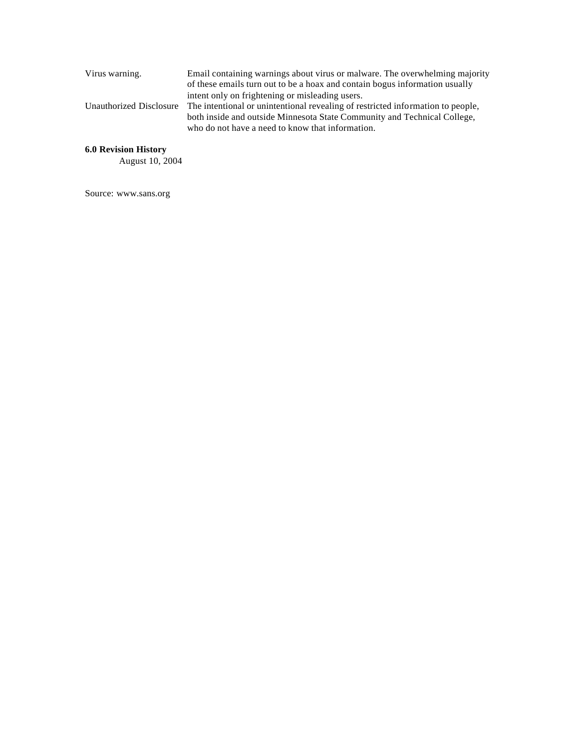| | |
|---|---|
| Virus warning. | Email containing warnings about virus or malware. The overwhelming majority of these emails turn out to be a hoax and contain bogus information usually intent only on frightening or misleading users. |
| Unauthorized Disclosure | The intentional or unintentional revealing of restricted information to people, both inside and outside Minnesota State Community and Technical College, who do not have a need to know that information. |

**6.0 Revision History**

August 10, 2004

Source: www.sans.org